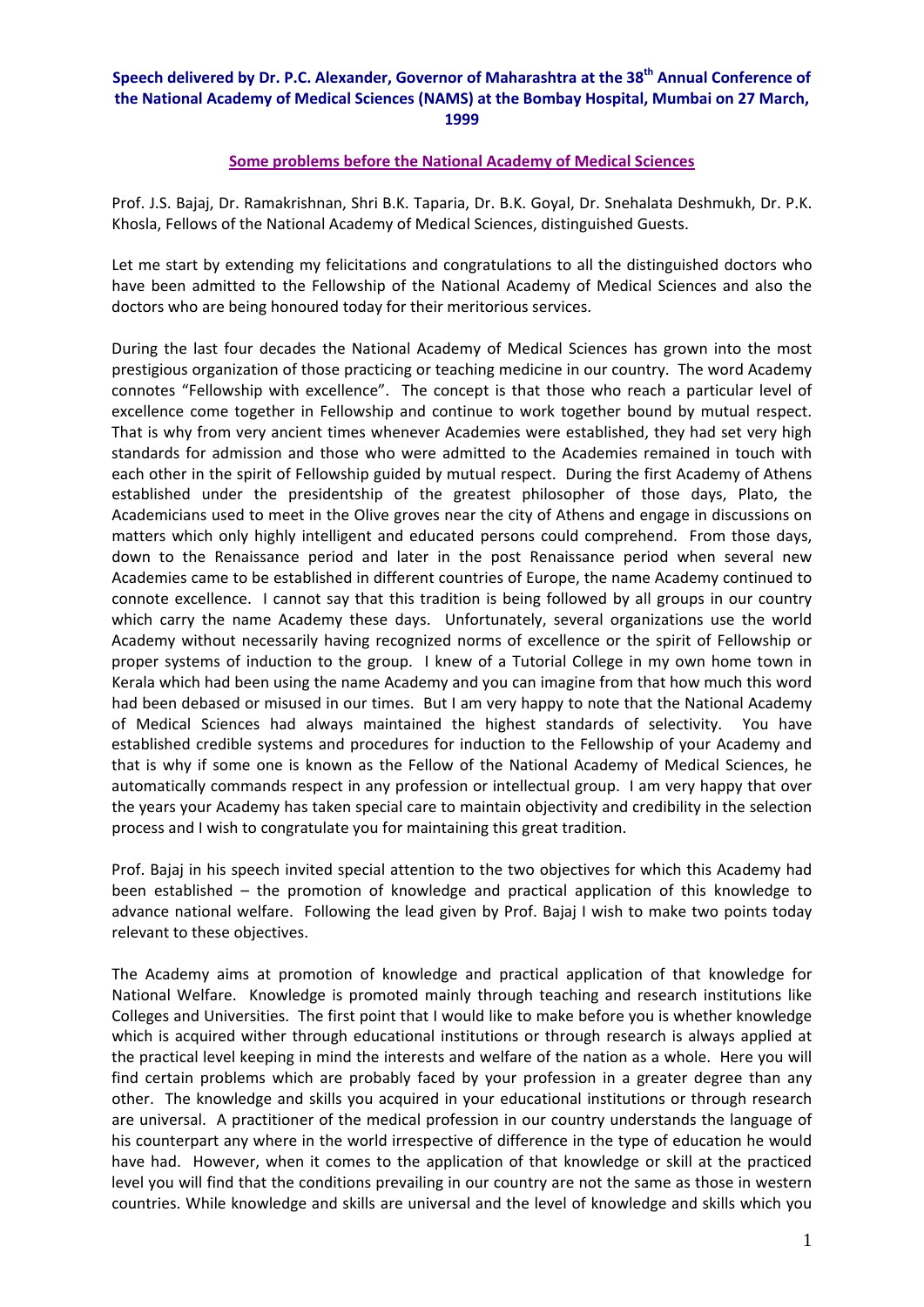**Speech delivered by Dr. P.C. Alexander, Governor of Maharashtra at the 38th Annual Conference of the National Academy of Medical Sciences (NAMS) at the Bombay Hospital, Mumbai on 27 March, 1999**

**Some problems before the National Academy of Medical Sciences**

Prof. J.S. Bajaj, Dr. Ramakrishnan, Shri B.K. Taparia, Dr. B.K. Goyal, Dr. Snehalata Deshmukh, Dr. P.K. Khosla, Fellows of the National Academy of Medical Sciences, distinguished Guests.

Let me start by extending my felicitations and congratulations to all the distinguished doctors who have been admitted to the Fellowship of the National Academy of Medical Sciences and also the doctors who are being honoured today for their meritorious services.

During the last four decades the National Academy of Medical Sciences has grown into the most prestigious organization of those practicing or teaching medicine in our country. The word Academy connotes "Fellowship with excellence". The concept is that those who reach a particular level of excellence come together in Fellowship and continue to work together bound by mutual respect. That is why from very ancient times whenever Academies were established, they had set very high standards for admission and those who were admitted to the Academies remained in touch with each other in the spirit of Fellowship guided by mutual respect. During the first Academy of Athens established under the presidentship of the greatest philosopher of those days, Plato, the Academicians used to meet in the Olive groves near the city of Athens and engage in discussions on matters which only highly intelligent and educated persons could comprehend. From those days, down to the Renaissance period and later in the post Renaissance period when several new Academies came to be established in different countries of Europe, the name Academy continued to connote excellence. I cannot say that this tradition is being followed by all groups in our country which carry the name Academy these days. Unfortunately, several organizations use the world Academy without necessarily having recognized norms of excellence or the spirit of Fellowship or proper systems of induction to the group. I knew of a Tutorial College in my own home town in Kerala which had been using the name Academy and you can imagine from that how much this word had been debased or misused in our times. But I am very happy to note that the National Academy of Medical Sciences had always maintained the highest standards of selectivity. You have established credible systems and procedures for induction to the Fellowship of your Academy and that is why if some one is known as the Fellow of the National Academy of Medical Sciences, he automatically commands respect in any profession or intellectual group. I am very happy that over the years your Academy has taken special care to maintain objectivity and credibility in the selection process and I wish to congratulate you for maintaining this great tradition.

Prof. Bajaj in his speech invited special attention to the two objectives for which this Academy had been established – the promotion of knowledge and practical application of this knowledge to advance national welfare. Following the lead given by Prof. Bajaj I wish to make two points today relevant to these objectives.

The Academy aims at promotion of knowledge and practical application of that knowledge for National Welfare. Knowledge is promoted mainly through teaching and research institutions like Colleges and Universities. The first point that I would like to make before you is whether knowledge which is acquired wither through educational institutions or through research is always applied at the practical level keeping in mind the interests and welfare of the nation as a whole. Here you will find certain problems which are probably faced by your profession in a greater degree than any other. The knowledge and skills you acquired in your educational institutions or through research are universal. A practitioner of the medical profession in our country understands the language of his counterpart any where in the world irrespective of difference in the type of education he would have had. However, when it comes to the application of that knowledge or skill at the practiced level you will find that the conditions prevailing in our country are not the same as those in western countries. While knowledge and skills are universal and the level of knowledge and skills which you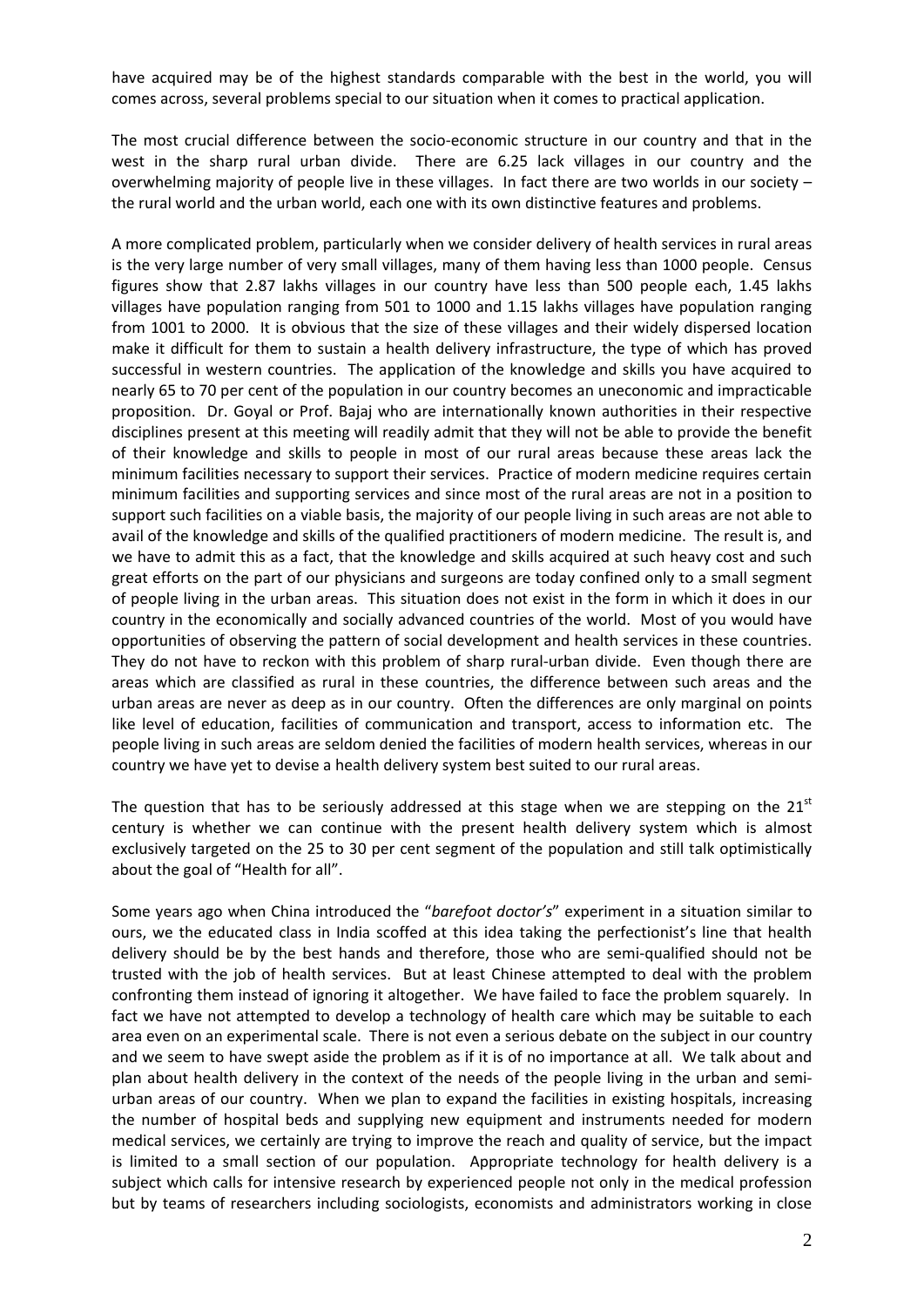have acquired may be of the highest standards comparable with the best in the world, you will comes across, several problems special to our situation when it comes to practical application.

The most crucial difference between the socio-economic structure in our country and that in the west in the sharp rural urban divide. There are 6.25 lack villages in our country and the overwhelming majority of people live in these villages. In fact there are two worlds in our society – the rural world and the urban world, each one with its own distinctive features and problems.

A more complicated problem, particularly when we consider delivery of health services in rural areas is the very large number of very small villages, many of them having less than 1000 people. Census figures show that 2.87 lakhs villages in our country have less than 500 people each, 1.45 lakhs villages have population ranging from 501 to 1000 and 1.15 lakhs villages have population ranging from 1001 to 2000. It is obvious that the size of these villages and their widely dispersed location make it difficult for them to sustain a health delivery infrastructure, the type of which has proved successful in western countries. The application of the knowledge and skills you have acquired to nearly 65 to 70 per cent of the population in our country becomes an uneconomic and impracticable proposition. Dr. Goyal or Prof. Bajaj who are internationally known authorities in their respective disciplines present at this meeting will readily admit that they will not be able to provide the benefit of their knowledge and skills to people in most of our rural areas because these areas lack the minimum facilities necessary to support their services. Practice of modern medicine requires certain minimum facilities and supporting services and since most of the rural areas are not in a position to support such facilities on a viable basis, the majority of our people living in such areas are not able to avail of the knowledge and skills of the qualified practitioners of modern medicine. The result is, and we have to admit this as a fact, that the knowledge and skills acquired at such heavy cost and such great efforts on the part of our physicians and surgeons are today confined only to a small segment of people living in the urban areas. This situation does not exist in the form in which it does in our country in the economically and socially advanced countries of the world. Most of you would have opportunities of observing the pattern of social development and health services in these countries. They do not have to reckon with this problem of sharp rural-urban divide. Even though there are areas which are classified as rural in these countries, the difference between such areas and the urban areas are never as deep as in our country. Often the differences are only marginal on points like level of education, facilities of communication and transport, access to information etc. The people living in such areas are seldom denied the facilities of modern health services, whereas in our country we have yet to devise a health delivery system best suited to our rural areas.

The question that has to be seriously addressed at this stage when we are stepping on the 21st century is whether we can continue with the present health delivery system which is almost exclusively targeted on the 25 to 30 per cent segment of the population and still talk optimistically about the goal of "Health for all".

Some years ago when China introduced the "*barefoot doctor's*" experiment in a situation similar to ours, we the educated class in India scoffed at this idea taking the perfectionist's line that health delivery should be by the best hands and therefore, those who are semi-qualified should not be trusted with the job of health services. But at least Chinese attempted to deal with the problem confronting them instead of ignoring it altogether. We have failed to face the problem squarely. In fact we have not attempted to develop a technology of health care which may be suitable to each area even on an experimental scale. There is not even a serious debate on the subject in our country and we seem to have swept aside the problem as if it is of no importance at all. We talk about and plan about health delivery in the context of the needs of the people living in the urban and semi-urban areas of our country. When we plan to expand the facilities in existing hospitals, increasing the number of hospital beds and supplying new equipment and instruments needed for modern medical services, we certainly are trying to improve the reach and quality of service, but the impact is limited to a small section of our population. Appropriate technology for health delivery is a subject which calls for intensive research by experienced people not only in the medical profession but by teams of researchers including sociologists, economists and administrators working in close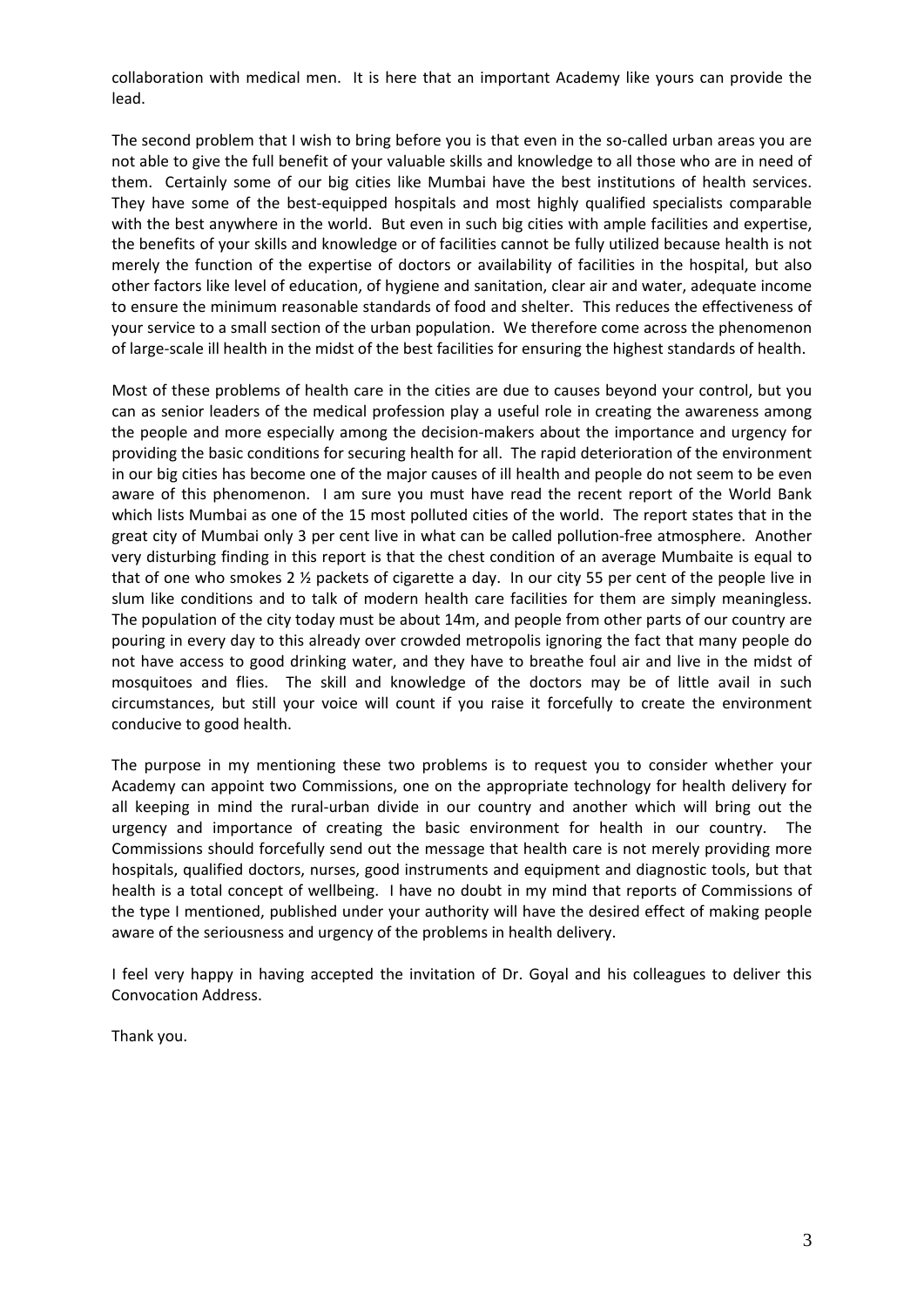collaboration with medical men. It is here that an important Academy like yours can provide the lead.

The second problem that I wish to bring before you is that even in the so-called urban areas you are not able to give the full benefit of your valuable skills and knowledge to all those who are in need of them. Certainly some of our big cities like Mumbai have the best institutions of health services. They have some of the best-equipped hospitals and most highly qualified specialists comparable with the best anywhere in the world. But even in such big cities with ample facilities and expertise, the benefits of your skills and knowledge or of facilities cannot be fully utilized because health is not merely the function of the expertise of doctors or availability of facilities in the hospital, but also other factors like level of education, of hygiene and sanitation, clear air and water, adequate income to ensure the minimum reasonable standards of food and shelter. This reduces the effectiveness of your service to a small section of the urban population. We therefore come across the phenomenon of large-scale ill health in the midst of the best facilities for ensuring the highest standards of health.

Most of these problems of health care in the cities are due to causes beyond your control, but you can as senior leaders of the medical profession play a useful role in creating the awareness among the people and more especially among the decision-makers about the importance and urgency for providing the basic conditions for securing health for all. The rapid deterioration of the environment in our big cities has become one of the major causes of ill health and people do not seem to be even aware of this phenomenon. I am sure you must have read the recent report of the World Bank which lists Mumbai as one of the 15 most polluted cities of the world. The report states that in the great city of Mumbai only 3 per cent live in what can be called pollution-free atmosphere. Another very disturbing finding in this report is that the chest condition of an average Mumbaite is equal to that of one who smokes 2 ½ packets of cigarette a day. In our city 55 per cent of the people live in slum like conditions and to talk of modern health care facilities for them are simply meaningless. The population of the city today must be about 14m, and people from other parts of our country are pouring in every day to this already over crowded metropolis ignoring the fact that many people do not have access to good drinking water, and they have to breathe foul air and live in the midst of mosquitoes and flies. The skill and knowledge of the doctors may be of little avail in such circumstances, but still your voice will count if you raise it forcefully to create the environment conducive to good health.

The purpose in my mentioning these two problems is to request you to consider whether your Academy can appoint two Commissions, one on the appropriate technology for health delivery for all keeping in mind the rural-urban divide in our country and another which will bring out the urgency and importance of creating the basic environment for health in our country. The Commissions should forcefully send out the message that health care is not merely providing more hospitals, qualified doctors, nurses, good instruments and equipment and diagnostic tools, but that health is a total concept of wellbeing. I have no doubt in my mind that reports of Commissions of the type I mentioned, published under your authority will have the desired effect of making people aware of the seriousness and urgency of the problems in health delivery.

I feel very happy in having accepted the invitation of Dr. Goyal and his colleagues to deliver this Convocation Address.

Thank you.